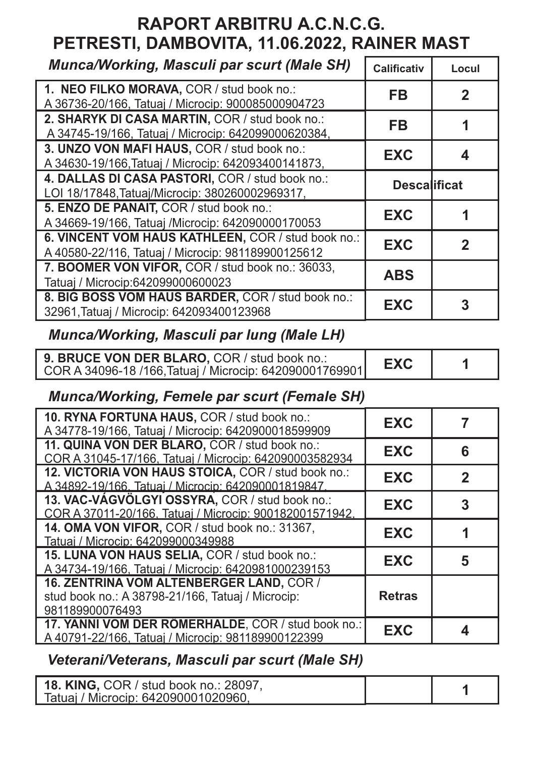# RAPORT ARBITRU A.C.N.C.G.
# PETRESTI, DAMBOVITA, 11.06.2022, RAINER MAST

| *Munca/Working, Masculi par scurt (Male SH)* | Calificativ | Locul |
|---|---|---|
| **1. NEO FILKO MORAVA,** COR / stud book no.: A 36736-20/166, Tatuaj / Microcip: 900085000904723 | **FB** | **2** |
| **2. SHARYK DI CASA MARTIN,** COR / stud book no.: A 34745-19/166, Tatuaj / Microcip: 642099000620384, | **FB** | **1** |
| **3. UNZO VON MAFI HAUS,** COR / stud book no.: A 34630-19/166,Tatuaj / Microcip: 642093400141873, | **EXC** | **4** |
| **4. DALLAS DI CASA PASTORI,** COR / stud book no.: LOI 18/17848,Tatuaj/Microcip: 380260002969317, | **Descalificat** | |
| **5. ENZO DE PANAIT,** COR / stud book no.: A 34669-19/166, Tatuaj /Microcip: 642090000170053 | **EXC** | **1** |
| **6. VINCENT VOM HAUS KATHLEEN,** COR / stud book no.: A 40580-22/116, Tatuaj / Microcip: 981189900125612 | **EXC** | **2** |
| **7. BOOMER VON VIFOR,** COR / stud book no.: 36033, Tatuaj / Microcip:642099000600023 | **ABS** | |
| **8. BIG BOSS VOM HAUS BARDER,** COR / stud book no.: 32961,Tatuaj / Microcip: 642093400123968 | **EXC** | **3** |

## *Munca/Working, Masculi par lung (Male LH)*

| | | |
|---|---|---|
| **9. BRUCE VON DER BLARO,** COR / stud book no.: COR A 34096-18 /166,Tatuaj / Microcip: 642090001769901 | **EXC** | **1** |

## *Munca/Working, Femele par scurt (Female SH)*

| | | |
|---|---|---|
| **10. RYNA FORTUNA HAUS,** COR / stud book no.: A 34778-19/166, Tatuaj / Microcip: 6420900018599909 | **EXC** | **7** |
| **11. QUINA VON DER BLARO,** COR / stud book no.: COR A 31045-17/166, Tatuaj / Microcip: 642090003582934 | **EXC** | **6** |
| **12. VICTORIA VON HAUS STOICA,** COR / stud book no.: A 34892-19/166, Tatuaj / Microcip: 642090001819847, | **EXC** | **2** |
| **13. VAC-VÁGVÖLGYI OSSYRA,** COR / stud book no.: COR A 37011-20/166, Tatuaj / Microcip: 900182001571942, | **EXC** | **3** |
| **14. OMA VON VIFOR,** COR / stud book no.: 31367, Tatuaj / Microcip: 642099000349988 | **EXC** | **1** |
| **15. LUNA VON HAUS SELIA,** COR / stud book no.: A 34734-19/166, Tatuaj / Microcip: 6420981000239153 | **EXC** | **5** |
| **16. ZENTRINA VOM ALTENBERGER LAND,** COR / stud book no.: A 38798-21/166, Tatuaj / Microcip: 981189900076493 | **Retras** | |
| **17. YANNI VOM DER RÖMERHALDE,** COR / stud book no.: A 40791-22/166, Tatuaj / Microcip: 981189900122399 | **EXC** | **4** |

## *Veterani/Veterans, Masculi par scurt (Male SH)*

| | | |
|---|---|---|
| **18. KING,** COR / stud book no.: 28097, Tatuaj / Microcip: 642090001020960, | | **1** |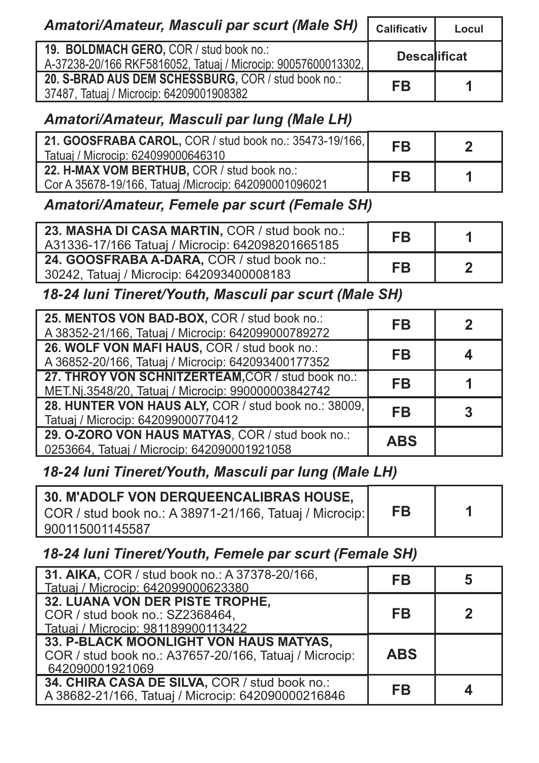## *Amatori/Amateur, Masculi par scurt (Male SH)*

| | Calificativ | Locul |
|---|---|---|
| **19. BOLDMACH GERO,** COR / stud book no.: A-37238-20/166 RKF5816052, Tatuaj / Microcip: 90057600013302, | Descalificat | |
| **20. S-BRAD AUS DEM SCHESSBURG,** COR / stud book no.: 37487, Tatuaj / Microcip: 64209001908382 | **FB** | **1** |

## *Amatori/Amateur, Masculi par lung (Male LH)*

| | | |
|---|---|---|
| **21. GOOSFRABA CAROL,** COR / stud book no.: 35473-19/166, Tatuaj / Microcip: 624099000646310 | **FB** | **2** |
| **22. H-MAX VOM BERTHUB,** COR / stud book no.: Cor A 35678-19/166, Tatuaj /Microcip: 642090001096021 | **FB** | **1** |

## *Amatori/Amateur, Femele par scurt (Female SH)*

| | | |
|---|---|---|
| **23. MASHA DI CASA MARTIN,** COR / stud book no.: A31336-17/166 Tatuaj / Microcip: 642098201665185 | **FB** | **1** |
| **24. GOOSFRABA A-DARA,** COR / stud book no.: 30242, Tatuaj / Microcip: 642093400008183 | **FB** | **2** |

## *18-24 luni Tineret/Youth, Masculi par scurt (Male SH)*

| | | |
|---|---|---|
| **25. MENTOS VON BAD-BOX,** COR / stud book no.: A 38352-21/166, Tatuaj / Microcip: 642099000789272 | **FB** | **2** |
| **26. WOLF VON MAFI HAUS,** COR / stud book no.: A 36852-20/166, Tatuaj / Microcip: 642093400177352 | **FB** | **4** |
| **27. THROY VON SCHNITZERTEAM,**COR / stud book no.: MET.Nj.3548/20, Tatuaj / Microcip: 990000003842742 | **FB** | **1** |
| **28. HUNTER VON HAUS ALY,** COR / stud book no.: 38009, Tatuaj / Microcip: 642099000770412 | **FB** | **3** |
| **29. O-ZORO VON HAUS MATYAS**, COR / stud book no.: 0253664, Tatuaj / Microcip: 642090001921058 | **ABS** | |

## *18-24 luni Tineret/Youth, Masculi par lung (Male LH)*

| | | |
|---|---|---|
| **30. M'ADOLF VON DERQUEENCALIBRAS HOUSE,** COR / stud book no.: A 38971-21/166, Tatuaj / Microcip: 900115001145587 | **FB** | **1** |

## *18-24 luni Tineret/Youth, Femele par scurt (Female SH)*

| | | |
|---|---|---|
| **31. AIKA,** COR / stud book no.: A 37378-20/166, Tatuaj / Microcip: 642099000623380 | **FB** | **5** |
| **32. LUANA VON DER PISTE TROPHE,** COR / stud book no.: SZ2368464, Tatuaj / Microcip: 981189900113422 | **FB** | **2** |
| **33. P-BLACK MOONLIGHT VON HAUS MATYAS,** COR / stud book no.: A37657-20/166, Tatuaj / Microcip: 642090001921069 | **ABS** | |
| **34. CHIRA CASA DE SILVA,** COR / stud book no.: A 38682-21/166, Tatuaj / Microcip: 642090000216846 | **FB** | **4** |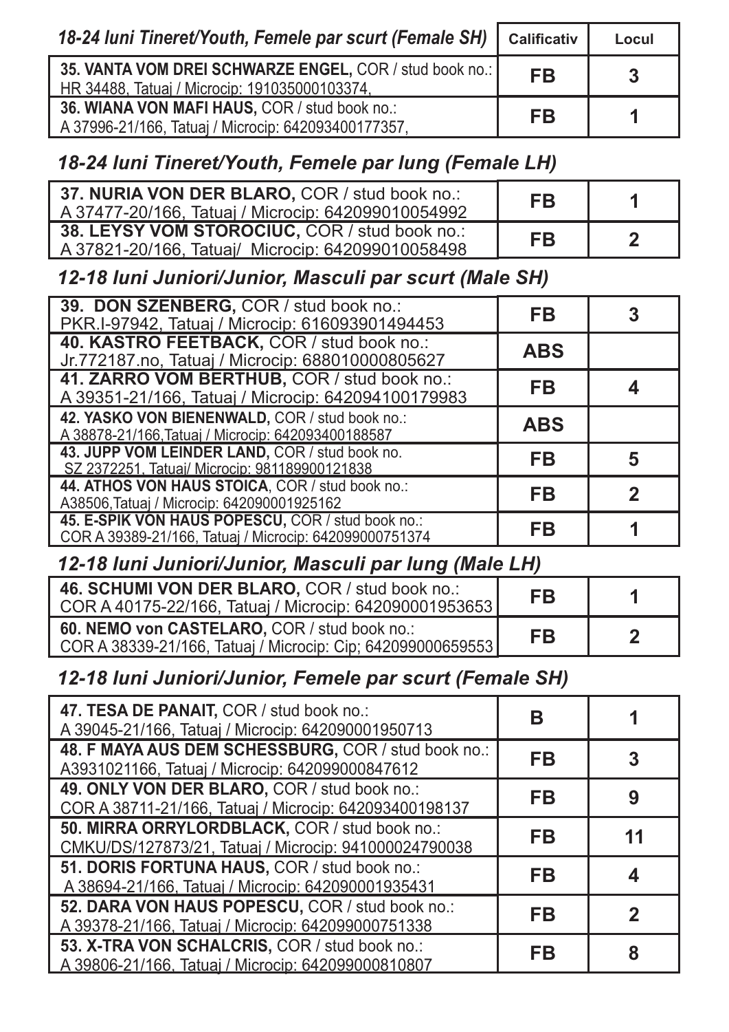| 18-24 luni Tineret/Youth, Femele par scurt (Female SH) | Calificativ | Locul |
|---|---|---|
| **35. VANTA VOM DREI SCHWARZE ENGEL,** COR / stud book no.: HR 34488, Tatuaj / Microcip: 191035000103374, | FB | 3 |
| **36. WIANA VON MAFI HAUS,** COR / stud book no.: A 37996-21/166, Tatuaj / Microcip: 642093400177357, | FB | 1 |

## *18-24 luni Tineret/Youth, Femele par lung (Female LH)*

| Nume | Calificativ | Locul |
|---|---|---|
| **37. NURIA VON DER BLARO,** COR / stud book no.: A 37477-20/166, Tatuaj / Microcip: 642099010054992 | FB | 1 |
| **38. LEYSY VOM STOROCIUC,** COR / stud book no.: A 37821-20/166, Tatuaj/ Microcip: 642099010058498 | FB | 2 |

## *12-18 luni Juniori/Junior, Masculi par scurt (Male SH)*

| Nume | Calificativ | Locul |
|---|---|---|
| **39. DON SZENBERG,** COR / stud book no.: PKR.I-97942, Tatuaj / Microcip: 616093901494453 | FB | 3 |
| **40. KASTRO FEETBACK,** COR / stud book no.: Jr.772187.no, Tatuaj / Microcip: 688010000805627 | ABS | |
| **41. ZARRO VOM BERTHUB,** COR / stud book no.: A 39351-21/166, Tatuaj / Microcip: 642094100179983 | FB | 4 |
| **42. YASKO VON BIENENWALD,** COR / stud book no.: A 38878-21/166,Tatuaj / Microcip: 642093400188587 | ABS | |
| **43. JUPP VOM LEINDER LAND,** COR / stud book no. SZ 2372251, Tatuaj/ Microcip: 981189900121838 | FB | 5 |
| **44. ATHOS VON HAUS STOICA,** COR / stud book no.: A38506,Tatuaj / Microcip: 642090001925162 | FB | 2 |
| **45. E-SPIK VON HAUS POPESCU,** COR / stud book no.: COR A 39389-21/166, Tatuaj / Microcip: 642099000751374 | FB | 1 |

## *12-18 luni Juniori/Junior, Masculi par lung (Male LH)*

| Nume | Calificativ | Locul |
|---|---|---|
| **46. SCHUMI VON DER BLARO,** COR / stud book no.: COR A 40175-22/166, Tatuaj / Microcip: 642090001953653 | FB | 1 |
| **60. NEMO von CASTELARO,** COR / stud book no.: COR A 38339-21/166, Tatuaj / Microcip: Cip; 642099000659553 | FB | 2 |

## *12-18 luni Juniori/Junior, Femele par scurt (Female SH)*

| Nume | Calificativ | Locul |
|---|---|---|
| **47. TESA DE PANAIT,** COR / stud book no.: A 39045-21/166, Tatuaj / Microcip: 642090001950713 | B | 1 |
| **48. F MAYA AUS DEM SCHESSBURG,** COR / stud book no.: A3931021166, Tatuaj / Microcip: 642099000847612 | FB | 3 |
| **49. ONLY VON DER BLARO,** COR / stud book no.: COR A 38711-21/166, Tatuaj / Microcip: 642093400198137 | FB | 9 |
| **50. MIRRA ORRYLORDBLACK,** COR / stud book no.: CMKU/DS/127873/21, Tatuaj / Microcip: 941000024790038 | FB | 11 |
| **51. DORIS FORTUNA HAUS,** COR / stud book no.: A 38694-21/166, Tatuaj / Microcip: 642090001935431 | FB | 4 |
| **52. DARA VON HAUS POPESCU,** COR / stud book no.: A 39378-21/166, Tatuaj / Microcip: 642099000751338 | FB | 2 |
| **53. X-TRA VON SCHALCRIS,** COR / stud book no.: A 39806-21/166, Tatuaj / Microcip: 642099000810807 | FB | 8 |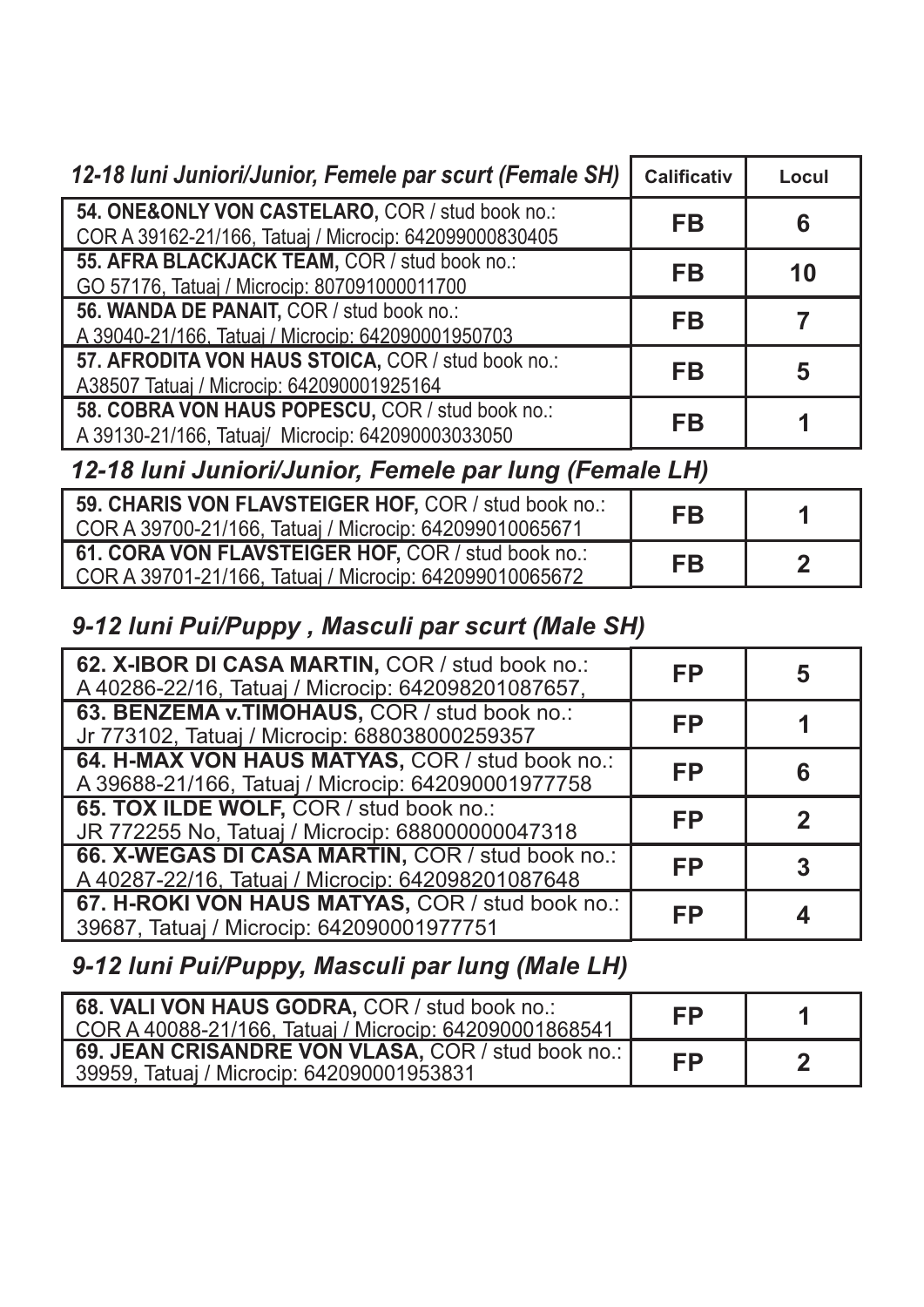| *12-18 luni Juniori/Junior, Femele par scurt (Female SH)* | Calificativ | Locul |
|---|---|---|
| **54. ONE&ONLY VON CASTELARO,** COR / stud book no.: COR A 39162-21/166, Tatuaj / Microcip: 642099000830405 | **FB** | **6** |
| **55. AFRA BLACKJACK TEAM,** COR / stud book no.: GO 57176, Tatuaj / Microcip: 807091000011700 | **FB** | **10** |
| **56. WANDA DE PANAIT,** COR / stud book no.: A 39040-21/166, Tatuaj / Microcip: 642090001950703 | **FB** | **7** |
| **57. AFRODITA VON HAUS STOICA,** COR / stud book no.: A38507 Tatuaj / Microcip: 642090001925164 | **FB** | **5** |
| **58. COBRA VON HAUS POPESCU,** COR / stud book no.: A 39130-21/166, Tatuaj/ Microcip: 642090003033050 | **FB** | **1** |

## *12-18 luni Juniori/Junior, Femele par lung (Female LH)*

| | | |
|---|---|---|
| **59. CHARIS VON FLAVSTEIGER HOF,** COR / stud book no.: COR A 39700-21/166, Tatuaj / Microcip: 642099010065671 | **FB** | **1** |
| **61. CORA VON FLAVSTEIGER HOF,** COR / stud book no.: COR A 39701-21/166, Tatuaj / Microcip: 642099010065672 | **FB** | **2** |

## *9-12 luni Pui/Puppy , Masculi par scurt (Male SH)*

| | | |
|---|---|---|
| **62. X-IBOR DI CASA MARTIN,** COR / stud book no.: A 40286-22/16, Tatuaj / Microcip: 642098201087657, | **FP** | **5** |
| **63. BENZEMA v.TIMOHAUS,** COR / stud book no.: Jr 773102, Tatuaj / Microcip: 688038000259357 | **FP** | **1** |
| **64. H-MAX VON HAUS MATYAS,** COR / stud book no.: A 39688-21/166, Tatuaj / Microcip: 642090001977758 | **FP** | **6** |
| **65. TOX ILDE WOLF,** COR / stud book no.: JR 772255 No, Tatuaj / Microcip: 688000000047318 | **FP** | **2** |
| **66. X-WEGAS DI CASA MARTIN,** COR / stud book no.: A 40287-22/16, Tatuaj / Microcip: 642098201087648 | **FP** | **3** |
| **67. H-ROKI VON HAUS MATYAS,** COR / stud book no.: 39687, Tatuaj / Microcip: 642090001977751 | **FP** | **4** |

## *9-12 luni Pui/Puppy, Masculi par lung (Male LH)*

| | | |
|---|---|---|
| **68. VALI VON HAUS GODRA,** COR / stud book no.: COR A 40088-21/166, Tatuaj / Microcip: 642090001868541 | **FP** | **1** |
| **69. JEAN CRISANDRE VON VLASA,** COR / stud book no.: 39959, Tatuaj / Microcip: 642090001953831 | **FP** | **2** |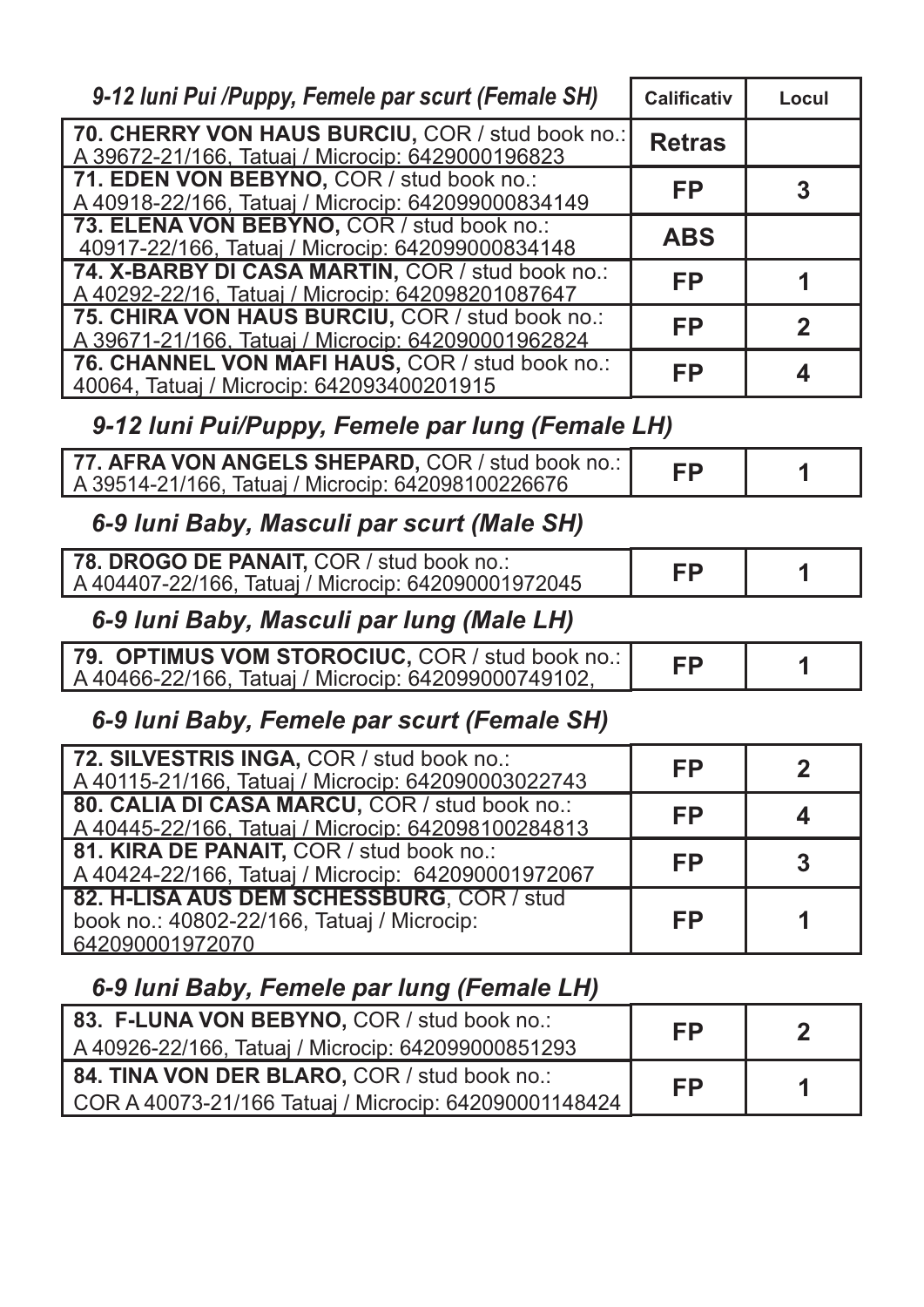| *9-12 luni Pui /Puppy, Femele par scurt (Female SH)* | Calificativ | Locul |
|---|---|---|
| **70. CHERRY VON HAUS BURCIU,** COR / stud book no.: A 39672-21/166, Tatuaj / Microcip: 6429000196823 | **Retras** | |
| **71. EDEN VON BEBYNO,** COR / stud book no.: A 40918-22/166, Tatuaj / Microcip: 642099000834149 | **FP** | **3** |
| **73. ELENA VON BEBYNO,** COR / stud book no.: 40917-22/166, Tatuaj / Microcip: 642099000834148 | **ABS** | |
| **74. X-BARBY DI CASA MARTIN,** COR / stud book no.: A 40292-22/16, Tatuaj / Microcip: 642098201087647 | **FP** | **1** |
| **75. CHIRA VON HAUS BURCIU,** COR / stud book no.: A 39671-21/166, Tatuaj / Microcip: 642090001962824 | **FP** | **2** |
| **76. CHANNEL VON MAFI HAUS,** COR / stud book no.: 40064, Tatuaj / Microcip: 642093400201915 | **FP** | **4** |

### *9-12 luni Pui/Puppy, Femele par lung (Female LH)*

| | | |
|---|---|---|
| **77. AFRA VON ANGELS SHEPARD,** COR / stud book no.: A 39514-21/166, Tatuaj / Microcip: 642098100226676 | **FP** | **1** |

### *6-9 luni Baby, Masculi par scurt (Male SH)*

| | | |
|---|---|---|
| **78. DROGO DE PANAIT,** COR / stud book no.: A 404407-22/166, Tatuaj / Microcip: 642090001972045 | **FP** | **1** |

### *6-9 luni Baby, Masculi par lung (Male LH)*

| | | |
|---|---|---|
| **79. OPTIMUS VOM STOROCIUC,** COR / stud book no.: A 40466-22/166, Tatuaj / Microcip: 642099000749102, | **FP** | **1** |

### *6-9 luni Baby, Femele par scurt (Female SH)*

| | | |
|---|---|---|
| **72. SILVESTRIS INGA,** COR / stud book no.: A 40115-21/166, Tatuaj / Microcip: 642090003022743 | **FP** | **2** |
| **80. CALIA DI CASA MARCU,** COR / stud book no.: A 40445-22/166, Tatuaj / Microcip: 642098100284813 | **FP** | **4** |
| **81. KIRA DE PANAIT,** COR / stud book no.: A 40424-22/166, Tatuaj / Microcip: 642090001972067 | **FP** | **3** |
| **82. H-LISA AUS DEM SCHESSBURG**, COR / stud book no.: 40802-22/166, Tatuaj / Microcip: 642090001972070 | **FP** | **1** |

### *6-9 luni Baby, Femele par lung (Female LH)*

| | | |
|---|---|---|
| **83. F-LUNA VON BEBYNO,** COR / stud book no.: A 40926-22/166, Tatuaj / Microcip: 642099000851293 | **FP** | **2** |
| **84. TINA VON DER BLARO,** COR / stud book no.: COR A 40073-21/166 Tatuaj / Microcip: 642090001148424 | **FP** | **1** |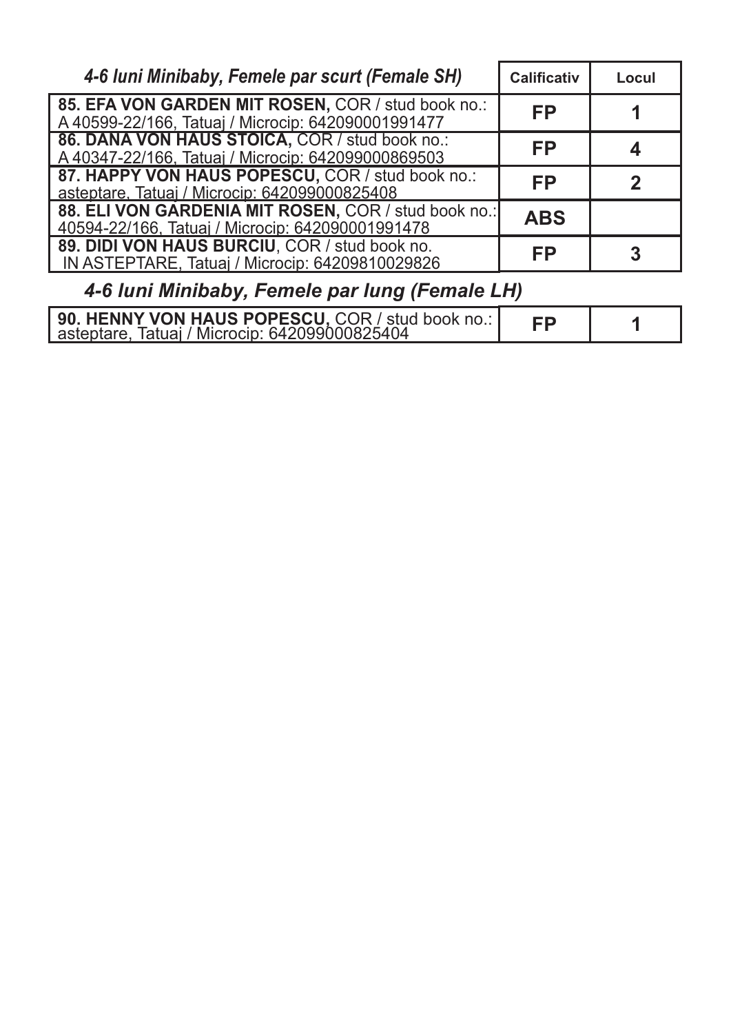| *4-6 luni Minibaby, Femele par scurt (Female SH)* | Calificativ | Locul |
|---|---|---|
| **85. EFA VON GARDEN MIT ROSEN,** COR / stud book no.: A 40599-22/166, Tatuaj / Microcip: 642090001991477 | **FP** | **1** |
| **86. DANA VON HAUS STOICA,** COR / stud book no.: A 40347-22/166, Tatuaj / Microcip: 642099000869503 | **FP** | **4** |
| **87. HAPPY VON HAUS POPESCU,** COR / stud book no.: asteptare, Tatuaj / Microcip: 642099000825408 | **FP** | **2** |
| **88. ELI VON GARDENIA MIT ROSEN,** COR / stud book no.: 40594-22/166, Tatuaj / Microcip: 642090001991478 | **ABS** | |
| **89. DIDI VON HAUS BURCIU**, COR / stud book no. IN ASTEPTARE, Tatuaj / Microcip: 64209810029826 | **FP** | **3** |

### *4-6 luni Minibaby, Femele par lung (Female LH)*

| | | |
|---|---|---|
| **90. HENNY VON HAUS POPESCU,** COR / stud book no.: asteptare, Tatuaj / Microcip: 642099000825404 | **FP** | **1** |